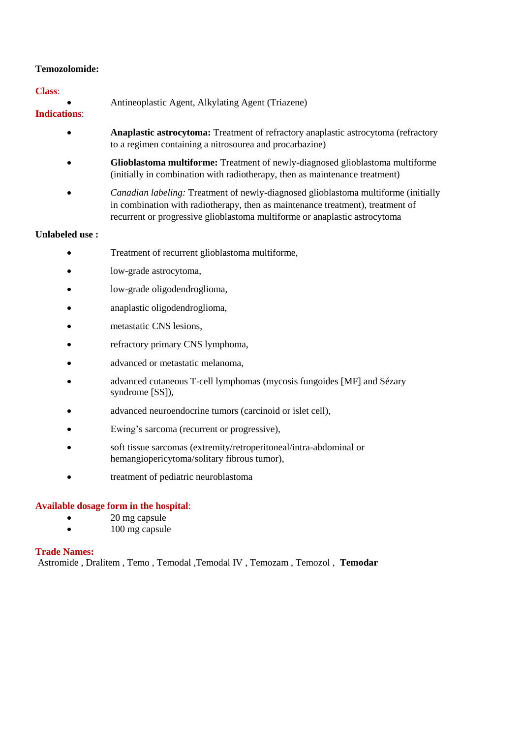**Temozolomide:**

**Class**:

- Antineoplastic Agent, Alkylating Agent (Triazene)

**Indications**:

- **Anaplastic astrocytoma:** Treatment of refractory anaplastic astrocytoma (refractory to a regimen containing a nitrosourea and procarbazine)
- **Glioblastoma multiforme:** Treatment of newly-diagnosed glioblastoma multiforme (initially in combination with radiotherapy, then as maintenance treatment)
- *Canadian labeling:* Treatment of newly-diagnosed glioblastoma multiforme (initially in combination with radiotherapy, then as maintenance treatment), treatment of recurrent or progressive glioblastoma multiforme or anaplastic astrocytoma

**Unlabeled use :**

- Treatment of recurrent glioblastoma multiforme,
- low-grade astrocytoma,
- low-grade oligodendroglioma,
- anaplastic oligodendroglioma,
- metastatic CNS lesions,
- refractory primary CNS lymphoma,
- advanced or metastatic melanoma,
- advanced cutaneous T-cell lymphomas (mycosis fungoides [MF] and Sézary syndrome [SS]),
- advanced neuroendocrine tumors (carcinoid or islet cell),
- Ewing's sarcoma (recurrent or progressive),
- soft tissue sarcomas (extremity/retroperitoneal/intra-abdominal or hemangiopericytoma/solitary fibrous tumor),
- treatment of pediatric neuroblastoma

**Available dosage form in the hospital**:

- 20 mg capsule
- 100 mg capsule

**Trade Names:**

Astromide , Dralitem , Temo , Temodal ,Temodal IV , Temozam , Temozol , **Temodar**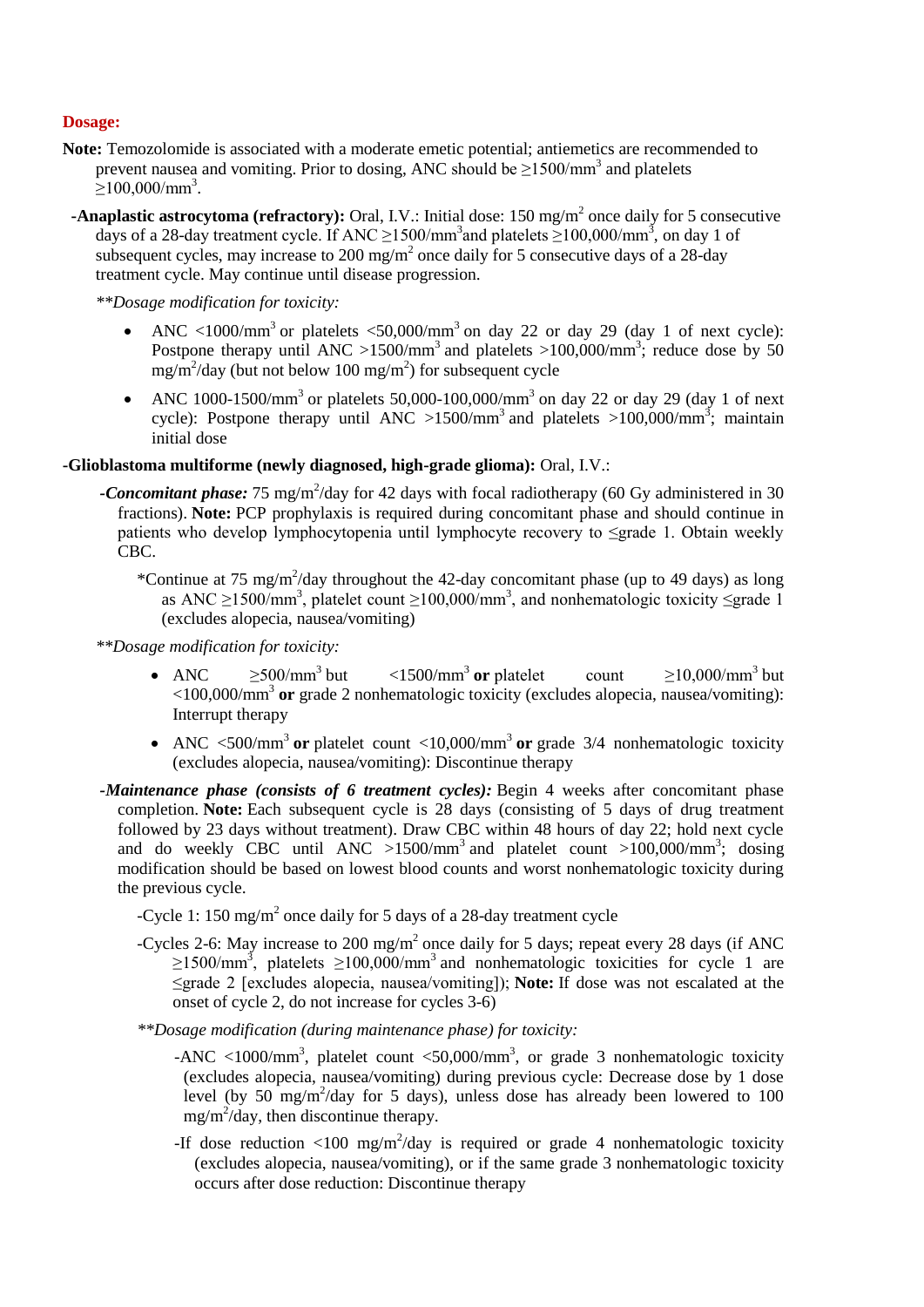**Dosage:**

**Note:** Temozolomide is associated with a moderate emetic potential; antiemetics are recommended to prevent nausea and vomiting. Prior to dosing, ANC should be ≥1500/mm$^3$ and platelets ≥100,000/mm$^3$.

**-Anaplastic astrocytoma (refractory):** Oral, I.V.: Initial dose: 150 mg/m$^2$ once daily for 5 consecutive days of a 28-day treatment cycle. If ANC ≥1500/mm$^3$ and platelets ≥100,000/mm$^3$, on day 1 of subsequent cycles, may increase to 200 mg/m$^2$ once daily for 5 consecutive days of a 28-day treatment cycle. May continue until disease progression.

***Dosage modification for toxicity:*

- ANC <1000/mm$^3$ or platelets <50,000/mm$^3$ on day 22 or day 29 (day 1 of next cycle): Postpone therapy until ANC >1500/mm$^3$ and platelets >100,000/mm$^3$; reduce dose by 50 mg/m$^2$/day (but not below 100 mg/m$^2$) for subsequent cycle
- ANC 1000-1500/mm$^3$ or platelets 50,000-100,000/mm$^3$ on day 22 or day 29 (day 1 of next cycle): Postpone therapy until ANC >1500/mm$^3$ and platelets >100,000/mm$^3$; maintain initial dose

**-Glioblastoma multiforme (newly diagnosed, high-grade glioma):** Oral, I.V.:

***-Concomitant phase:*** 75 mg/m$^2$/day for 42 days with focal radiotherapy (60 Gy administered in 30 fractions). **Note:** PCP prophylaxis is required during concomitant phase and should continue in patients who develop lymphocytopenia until lymphocyte recovery to ≤grade 1. Obtain weekly CBC.

*Continue at 75 mg/m$^2$/day throughout the 42-day concomitant phase (up to 49 days) as long as ANC ≥1500/mm$^3$, platelet count ≥100,000/mm$^3$, and nonhematologic toxicity ≤grade 1 (excludes alopecia, nausea/vomiting)

***Dosage modification for toxicity:*

- ANC ≥500/mm$^3$ but <1500/mm$^3$ **or** platelet count ≥10,000/mm$^3$ but <100,000/mm$^3$ **or** grade 2 nonhematologic toxicity (excludes alopecia, nausea/vomiting): Interrupt therapy
- ANC <500/mm$^3$ **or** platelet count <10,000/mm$^3$ **or** grade 3/4 nonhematologic toxicity (excludes alopecia, nausea/vomiting): Discontinue therapy

***-Maintenance phase (consists of 6 treatment cycles):*** Begin 4 weeks after concomitant phase completion. **Note:** Each subsequent cycle is 28 days (consisting of 5 days of drug treatment followed by 23 days without treatment). Draw CBC within 48 hours of day 22; hold next cycle and do weekly CBC until ANC >1500/mm$^3$ and platelet count >100,000/mm$^3$; dosing modification should be based on lowest blood counts and worst nonhematologic toxicity during the previous cycle.

-Cycle 1: 150 mg/m$^2$ once daily for 5 days of a 28-day treatment cycle

-Cycles 2-6: May increase to 200 mg/m$^2$ once daily for 5 days; repeat every 28 days (if ANC ≥1500/mm$^3$, platelets ≥100,000/mm$^3$ and nonhematologic toxicities for cycle 1 are ≤grade 2 [excludes alopecia, nausea/vomiting]); **Note:** If dose was not escalated at the onset of cycle 2, do not increase for cycles 3-6)

***Dosage modification (during maintenance phase) for toxicity:*

-ANC <1000/mm$^3$, platelet count <50,000/mm$^3$, or grade 3 nonhematologic toxicity (excludes alopecia, nausea/vomiting) during previous cycle: Decrease dose by 1 dose level (by 50 mg/m$^2$/day for 5 days), unless dose has already been lowered to 100 mg/m$^2$/day, then discontinue therapy.

-If dose reduction <100 mg/m$^2$/day is required or grade 4 nonhematologic toxicity (excludes alopecia, nausea/vomiting), or if the same grade 3 nonhematologic toxicity occurs after dose reduction: Discontinue therapy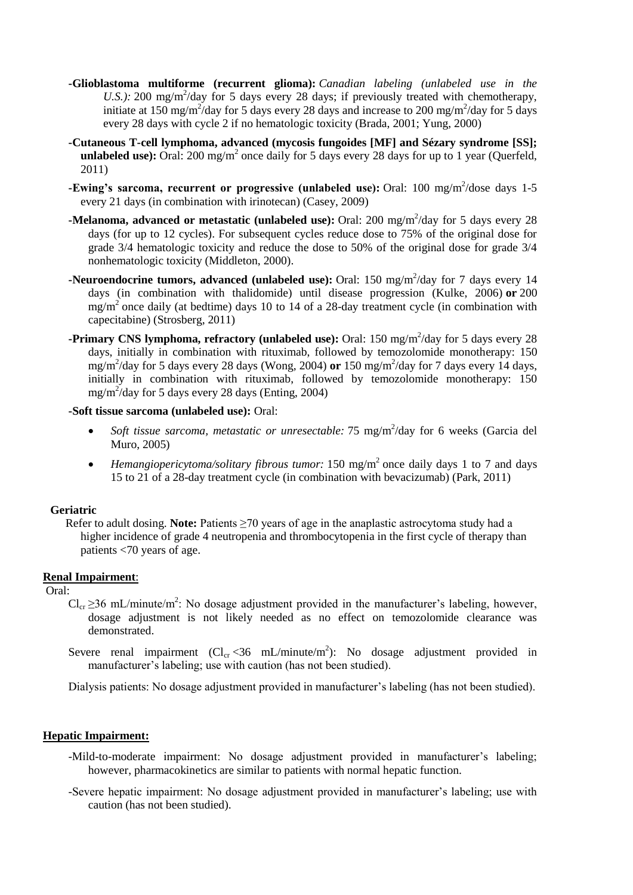- **-Glioblastoma multiforme (recurrent glioma):** *Canadian labeling (unlabeled use in the U.S.):* 200 mg/m$^2$/day for 5 days every 28 days; if previously treated with chemotherapy, initiate at 150 mg/m$^2$/day for 5 days every 28 days and increase to 200 mg/m$^2$/day for 5 days every 28 days with cycle 2 if no hematologic toxicity (Brada, 2001; Yung, 2000)
- **-Cutaneous T-cell lymphoma, advanced (mycosis fungoides [MF] and Sézary syndrome [SS]; unlabeled use):** Oral: 200 mg/m$^2$ once daily for 5 days every 28 days for up to 1 year (Querfeld, 2011)
- **-Ewing's sarcoma, recurrent or progressive (unlabeled use):** Oral: 100 mg/m$^2$/dose days 1-5 every 21 days (in combination with irinotecan) (Casey, 2009)
- **-Melanoma, advanced or metastatic (unlabeled use):** Oral: 200 mg/m$^2$/day for 5 days every 28 days (for up to 12 cycles). For subsequent cycles reduce dose to 75% of the original dose for grade 3/4 hematologic toxicity and reduce the dose to 50% of the original dose for grade 3/4 nonhematologic toxicity (Middleton, 2000).
- **-Neuroendocrine tumors, advanced (unlabeled use):** Oral: 150 mg/m$^2$/day for 7 days every 14 days (in combination with thalidomide) until disease progression (Kulke, 2006) **or** 200 mg/m$^2$ once daily (at bedtime) days 10 to 14 of a 28-day treatment cycle (in combination with capecitabine) (Strosberg, 2011)
- **-Primary CNS lymphoma, refractory (unlabeled use):** Oral: 150 mg/m$^2$/day for 5 days every 28 days, initially in combination with rituximab, followed by temozolomide monotherapy: 150 mg/m$^2$/day for 5 days every 28 days (Wong, 2004) **or** 150 mg/m$^2$/day for 7 days every 14 days, initially in combination with rituximab, followed by temozolomide monotherapy: 150 mg/m$^2$/day for 5 days every 28 days (Enting, 2004)
- **-Soft tissue sarcoma (unlabeled use):** Oral:
  - *Soft tissue sarcoma, metastatic or unresectable:* 75 mg/m$^2$/day for 6 weeks (Garcia del Muro, 2005)
  - *Hemangiopericytoma/solitary fibrous tumor:* 150 mg/m$^2$ once daily days 1 to 7 and days 15 to 21 of a 28-day treatment cycle (in combination with bevacizumab) (Park, 2011)

**Geriatric**

Refer to adult dosing. **Note:** Patients ≥70 years of age in the anaplastic astrocytoma study had a higher incidence of grade 4 neutropenia and thrombocytopenia in the first cycle of therapy than patients <70 years of age.

**Renal Impairment**:

Oral:

$Cl_{cr}$ ≥36 mL/minute/m$^2$: No dosage adjustment provided in the manufacturer's labeling, however, dosage adjustment is not likely needed as no effect on temozolomide clearance was demonstrated.

Severe renal impairment ($Cl_{cr}$ <36 mL/minute/m$^2$): No dosage adjustment provided in manufacturer's labeling; use with caution (has not been studied).

Dialysis patients: No dosage adjustment provided in manufacturer's labeling (has not been studied).

**Hepatic Impairment:**

-Mild-to-moderate impairment: No dosage adjustment provided in manufacturer's labeling; however, pharmacokinetics are similar to patients with normal hepatic function.

-Severe hepatic impairment: No dosage adjustment provided in manufacturer's labeling; use with caution (has not been studied).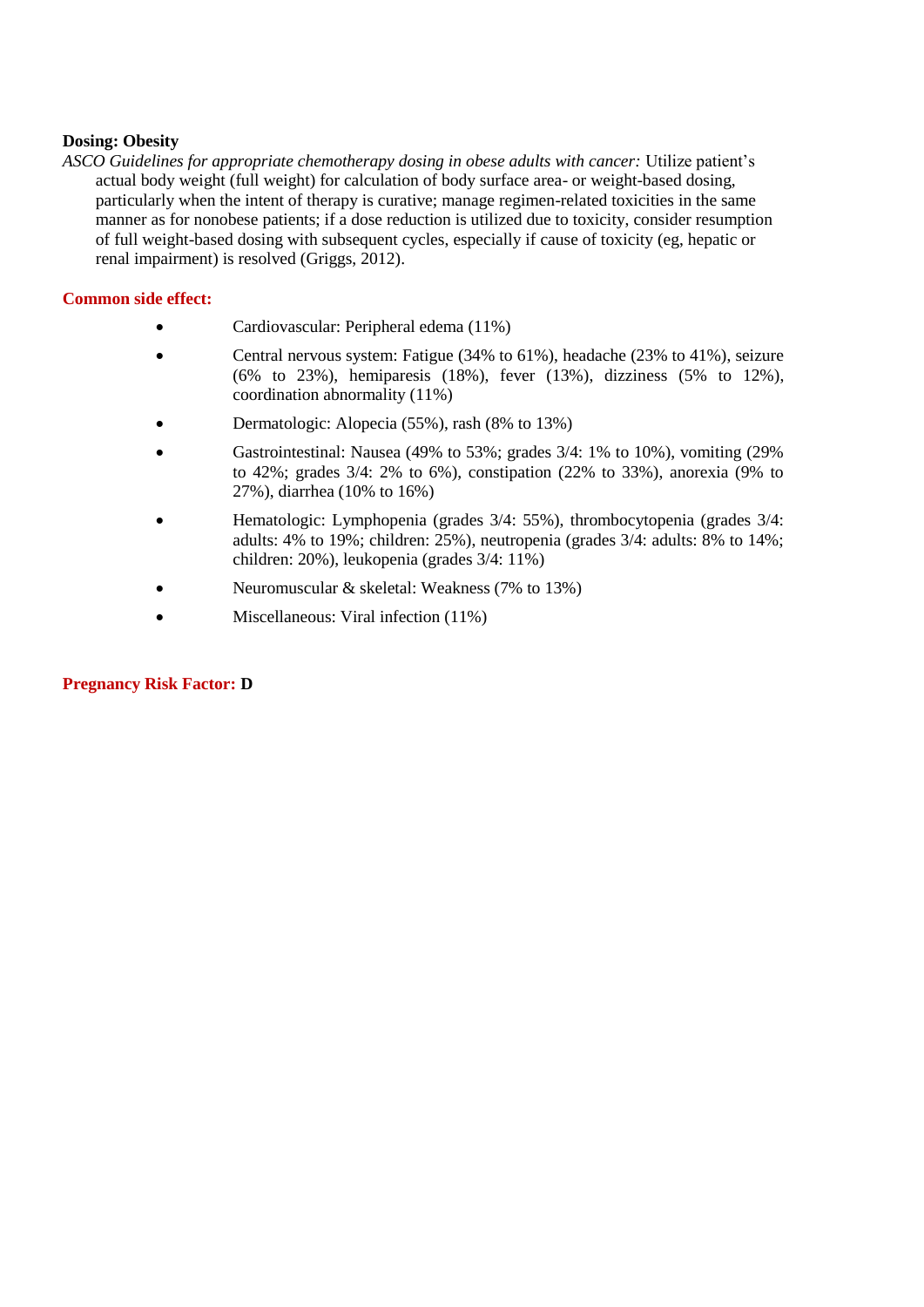**Dosing: Obesity**

*ASCO Guidelines for appropriate chemotherapy dosing in obese adults with cancer:* Utilize patient's actual body weight (full weight) for calculation of body surface area- or weight-based dosing, particularly when the intent of therapy is curative; manage regimen-related toxicities in the same manner as for nonobese patients; if a dose reduction is utilized due to toxicity, consider resumption of full weight-based dosing with subsequent cycles, especially if cause of toxicity (eg, hepatic or renal impairment) is resolved (Griggs, 2012).

**Common side effect:**

- Cardiovascular: Peripheral edema (11%)
- Central nervous system: Fatigue (34% to 61%), headache (23% to 41%), seizure (6% to 23%), hemiparesis (18%), fever (13%), dizziness (5% to 12%), coordination abnormality (11%)
- Dermatologic: Alopecia (55%), rash (8% to 13%)
- Gastrointestinal: Nausea (49% to 53%; grades 3/4: 1% to 10%), vomiting (29% to 42%; grades 3/4: 2% to 6%), constipation (22% to 33%), anorexia (9% to 27%), diarrhea (10% to 16%)
- Hematologic: Lymphopenia (grades 3/4: 55%), thrombocytopenia (grades 3/4: adults: 4% to 19%; children: 25%), neutropenia (grades 3/4: adults: 8% to 14%; children: 20%), leukopenia (grades 3/4: 11%)
- Neuromuscular & skeletal: Weakness (7% to 13%)
- Miscellaneous: Viral infection (11%)

**Pregnancy Risk Factor: D**